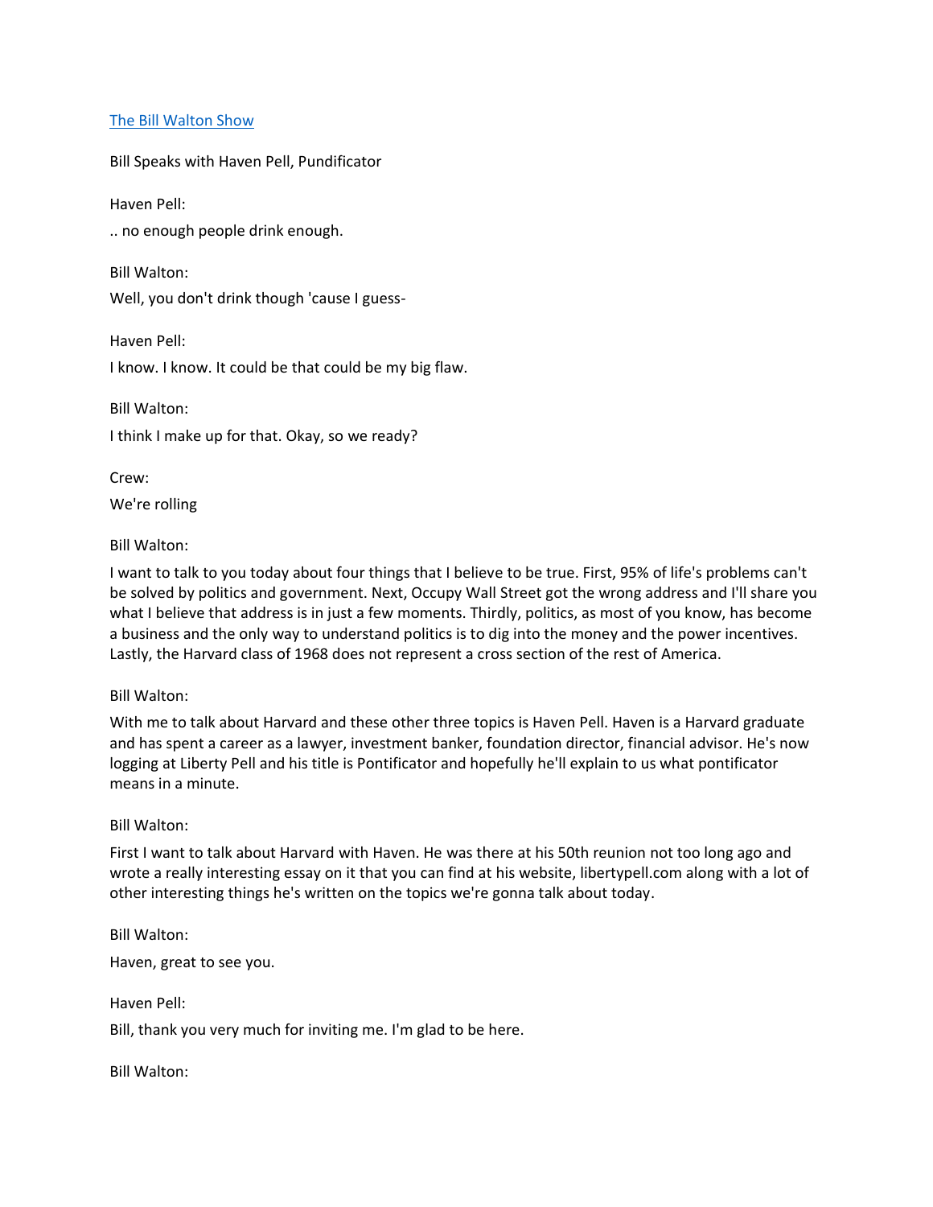[The Bill Walton Show](#)

Bill Speaks with Haven Pell, Pundificator

Haven Pell:

.. no enough people drink enough.

Bill Walton:

Well, you don't drink though 'cause I guess-

Haven Pell:

I know. I know. It could be that could be my big flaw.

Bill Walton:

I think I make up for that. Okay, so we ready?

Crew:

We're rolling

Bill Walton:

I want to talk to you today about four things that I believe to be true. First, 95% of life's problems can't be solved by politics and government. Next, Occupy Wall Street got the wrong address and I'll share you what I believe that address is in just a few moments. Thirdly, politics, as most of you know, has become a business and the only way to understand politics is to dig into the money and the power incentives. Lastly, the Harvard class of 1968 does not represent a cross section of the rest of America.

Bill Walton:

With me to talk about Harvard and these other three topics is Haven Pell. Haven is a Harvard graduate and has spent a career as a lawyer, investment banker, foundation director, financial advisor. He's now logging at Liberty Pell and his title is Pontificator and hopefully he'll explain to us what pontificator means in a minute.

Bill Walton:

First I want to talk about Harvard with Haven. He was there at his 50th reunion not too long ago and wrote a really interesting essay on it that you can find at his website, libertypell.com along with a lot of other interesting things he's written on the topics we're gonna talk about today.

Bill Walton:

Haven, great to see you.

Haven Pell:

Bill, thank you very much for inviting me. I'm glad to be here.

Bill Walton: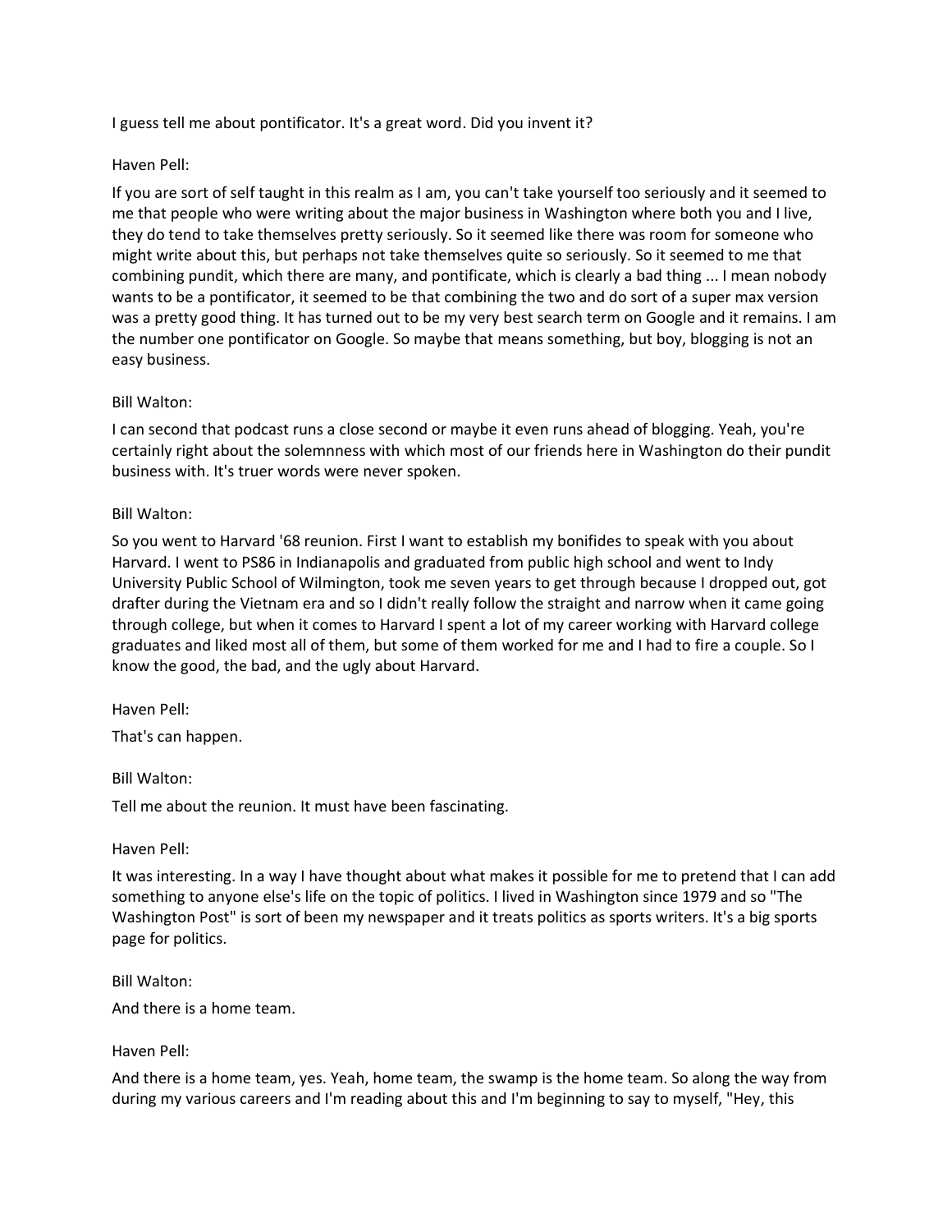I guess tell me about pontificator. It's a great word. Did you invent it?

Haven Pell:

If you are sort of self taught in this realm as I am, you can't take yourself too seriously and it seemed to me that people who were writing about the major business in Washington where both you and I live, they do tend to take themselves pretty seriously. So it seemed like there was room for someone who might write about this, but perhaps not take themselves quite so seriously. So it seemed to me that combining pundit, which there are many, and pontificate, which is clearly a bad thing ... I mean nobody wants to be a pontificator, it seemed to be that combining the two and do sort of a super max version was a pretty good thing. It has turned out to be my very best search term on Google and it remains. I am the number one pontificator on Google. So maybe that means something, but boy, blogging is not an easy business.

Bill Walton:

I can second that podcast runs a close second or maybe it even runs ahead of blogging. Yeah, you're certainly right about the solemnness with which most of our friends here in Washington do their pundit business with. It's truer words were never spoken.

Bill Walton:

So you went to Harvard '68 reunion. First I want to establish my bonifides to speak with you about Harvard. I went to PS86 in Indianapolis and graduated from public high school and went to Indy University Public School of Wilmington, took me seven years to get through because I dropped out, got drafter during the Vietnam era and so I didn't really follow the straight and narrow when it came going through college, but when it comes to Harvard I spent a lot of my career working with Harvard college graduates and liked most all of them, but some of them worked for me and I had to fire a couple. So I know the good, the bad, and the ugly about Harvard.

Haven Pell:

That's can happen.

Bill Walton:

Tell me about the reunion. It must have been fascinating.

Haven Pell:

It was interesting. In a way I have thought about what makes it possible for me to pretend that I can add something to anyone else's life on the topic of politics. I lived in Washington since 1979 and so "The Washington Post" is sort of been my newspaper and it treats politics as sports writers. It's a big sports page for politics.

Bill Walton:

And there is a home team.

Haven Pell:

And there is a home team, yes. Yeah, home team, the swamp is the home team. So along the way from during my various careers and I'm reading about this and I'm beginning to say to myself, "Hey, this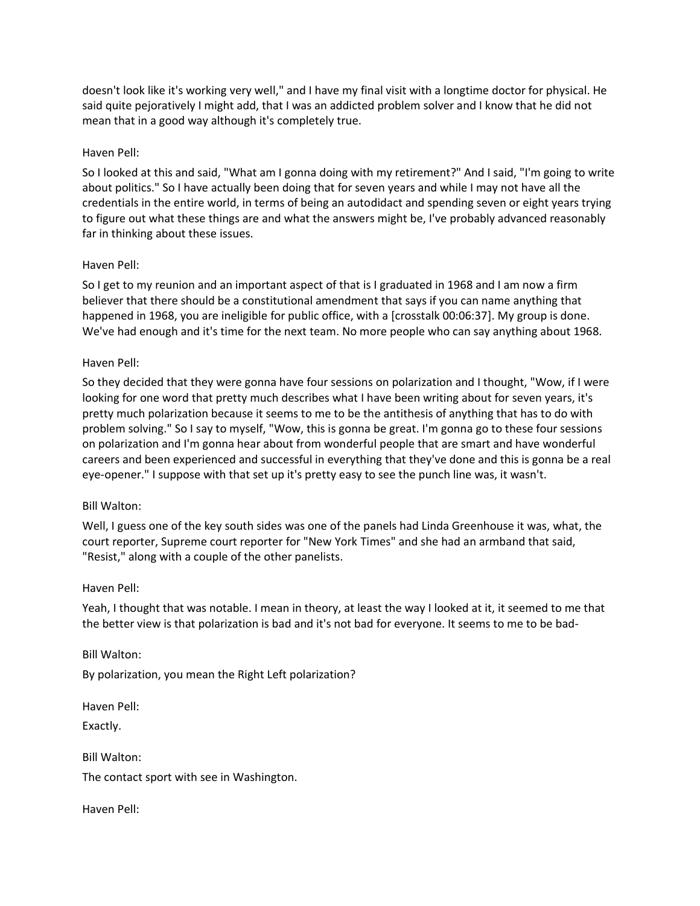doesn't look like it's working very well," and I have my final visit with a longtime doctor for physical. He said quite pejoratively I might add, that I was an addicted problem solver and I know that he did not mean that in a good way although it's completely true.

Haven Pell:

So I looked at this and said, "What am I gonna doing with my retirement?" And I said, "I'm going to write about politics." So I have actually been doing that for seven years and while I may not have all the credentials in the entire world, in terms of being an autodidact and spending seven or eight years trying to figure out what these things are and what the answers might be, I've probably advanced reasonably far in thinking about these issues.

Haven Pell:

So I get to my reunion and an important aspect of that is I graduated in 1968 and I am now a firm believer that there should be a constitutional amendment that says if you can name anything that happened in 1968, you are ineligible for public office, with a [crosstalk 00:06:37]. My group is done. We've had enough and it's time for the next team. No more people who can say anything about 1968.

Haven Pell:

So they decided that they were gonna have four sessions on polarization and I thought, "Wow, if I were looking for one word that pretty much describes what I have been writing about for seven years, it's pretty much polarization because it seems to me to be the antithesis of anything that has to do with problem solving." So I say to myself, "Wow, this is gonna be great. I'm gonna go to these four sessions on polarization and I'm gonna hear about from wonderful people that are smart and have wonderful careers and been experienced and successful in everything that they've done and this is gonna be a real eye-opener." I suppose with that set up it's pretty easy to see the punch line was, it wasn't.

Bill Walton:

Well, I guess one of the key south sides was one of the panels had Linda Greenhouse it was, what, the court reporter, Supreme court reporter for "New York Times" and she had an armband that said, "Resist," along with a couple of the other panelists.

Haven Pell:

Yeah, I thought that was notable. I mean in theory, at least the way I looked at it, it seemed to me that the better view is that polarization is bad and it's not bad for everyone. It seems to me to be bad-

Bill Walton:

By polarization, you mean the Right Left polarization?

Haven Pell:

Exactly.

Bill Walton:

The contact sport with see in Washington.

Haven Pell: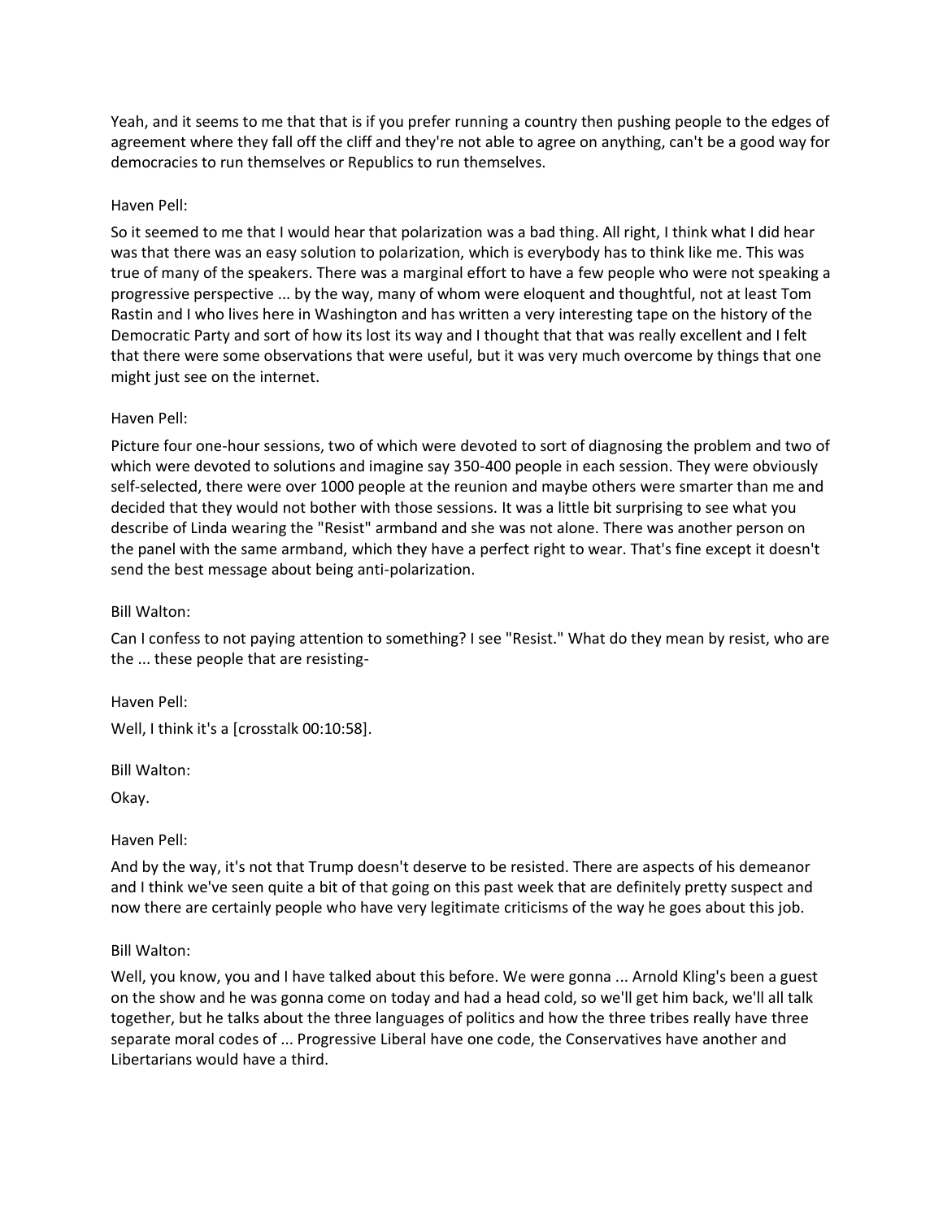Yeah, and it seems to me that that is if you prefer running a country then pushing people to the edges of agreement where they fall off the cliff and they're not able to agree on anything, can't be a good way for democracies to run themselves or Republics to run themselves.

Haven Pell:

So it seemed to me that I would hear that polarization was a bad thing. All right, I think what I did hear was that there was an easy solution to polarization, which is everybody has to think like me. This was true of many of the speakers. There was a marginal effort to have a few people who were not speaking a progressive perspective ... by the way, many of whom were eloquent and thoughtful, not at least Tom Rastin and I who lives here in Washington and has written a very interesting tape on the history of the Democratic Party and sort of how its lost its way and I thought that that was really excellent and I felt that there were some observations that were useful, but it was very much overcome by things that one might just see on the internet.

Haven Pell:

Picture four one-hour sessions, two of which were devoted to sort of diagnosing the problem and two of which were devoted to solutions and imagine say 350-400 people in each session. They were obviously self-selected, there were over 1000 people at the reunion and maybe others were smarter than me and decided that they would not bother with those sessions. It was a little bit surprising to see what you describe of Linda wearing the "Resist" armband and she was not alone. There was another person on the panel with the same armband, which they have a perfect right to wear. That's fine except it doesn't send the best message about being anti-polarization.

Bill Walton:

Can I confess to not paying attention to something? I see "Resist." What do they mean by resist, who are the ... these people that are resisting-

Haven Pell:

Well, I think it's a [crosstalk 00:10:58].

Bill Walton:

Okay.

Haven Pell:

And by the way, it's not that Trump doesn't deserve to be resisted. There are aspects of his demeanor and I think we've seen quite a bit of that going on this past week that are definitely pretty suspect and now there are certainly people who have very legitimate criticisms of the way he goes about this job.

Bill Walton:

Well, you know, you and I have talked about this before. We were gonna ... Arnold Kling's been a guest on the show and he was gonna come on today and had a head cold, so we'll get him back, we'll all talk together, but he talks about the three languages of politics and how the three tribes really have three separate moral codes of ... Progressive Liberal have one code, the Conservatives have another and Libertarians would have a third.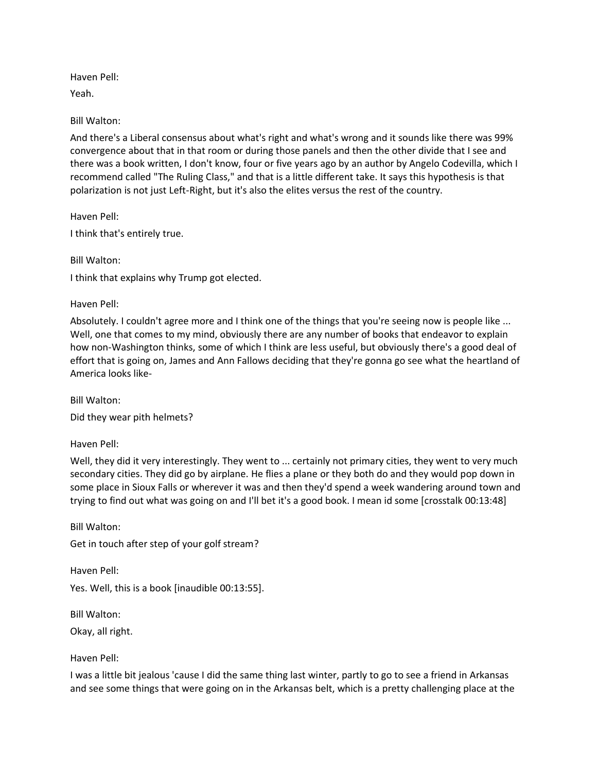Haven Pell:

Yeah.

Bill Walton:

And there's a Liberal consensus about what's right and what's wrong and it sounds like there was 99% convergence about that in that room or during those panels and then the other divide that I see and there was a book written, I don't know, four or five years ago by an author by Angelo Codevilla, which I recommend called "The Ruling Class," and that is a little different take. It says this hypothesis is that polarization is not just Left-Right, but it's also the elites versus the rest of the country.

Haven Pell:

I think that's entirely true.

Bill Walton:

I think that explains why Trump got elected.

Haven Pell:

Absolutely. I couldn't agree more and I think one of the things that you're seeing now is people like ... Well, one that comes to my mind, obviously there are any number of books that endeavor to explain how non-Washington thinks, some of which I think are less useful, but obviously there's a good deal of effort that is going on, James and Ann Fallows deciding that they're gonna go see what the heartland of America looks like-

Bill Walton:

Did they wear pith helmets?

Haven Pell:

Well, they did it very interestingly. They went to ... certainly not primary cities, they went to very much secondary cities. They did go by airplane. He flies a plane or they both do and they would pop down in some place in Sioux Falls or wherever it was and then they'd spend a week wandering around town and trying to find out what was going on and I'll bet it's a good book. I mean id some [crosstalk 00:13:48]

Bill Walton:

Get in touch after step of your golf stream?

Haven Pell:

Yes. Well, this is a book [inaudible 00:13:55].

Bill Walton:

Okay, all right.

Haven Pell:

I was a little bit jealous 'cause I did the same thing last winter, partly to go to see a friend in Arkansas and see some things that were going on in the Arkansas belt, which is a pretty challenging place at the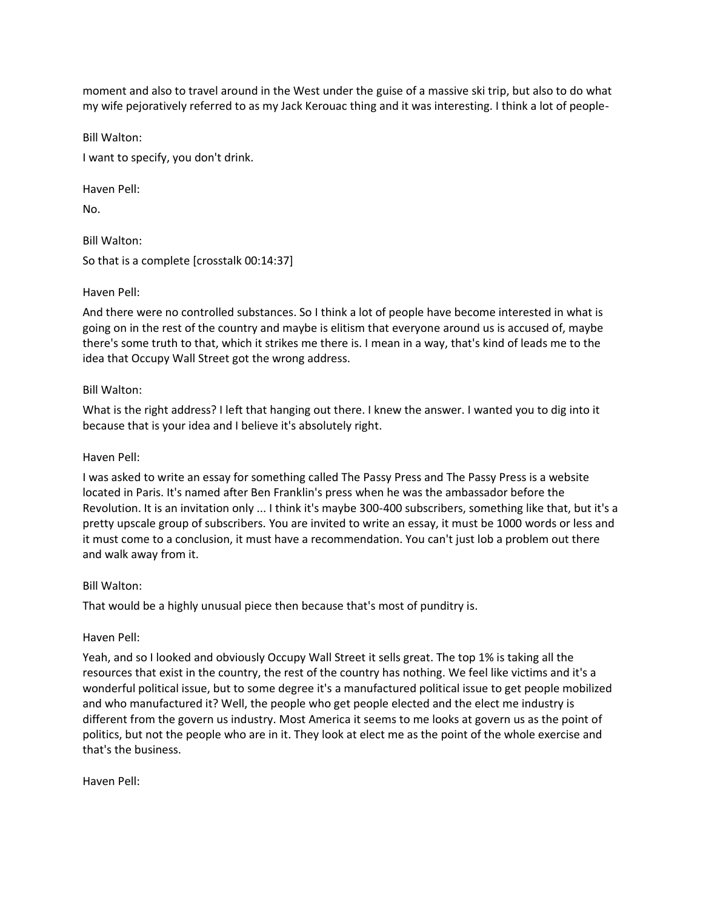moment and also to travel around in the West under the guise of a massive ski trip, but also to do what my wife pejoratively referred to as my Jack Kerouac thing and it was interesting. I think a lot of people-

Bill Walton:

I want to specify, you don't drink.

Haven Pell:

No.

Bill Walton:

So that is a complete [crosstalk 00:14:37]

Haven Pell:

And there were no controlled substances. So I think a lot of people have become interested in what is going on in the rest of the country and maybe is elitism that everyone around us is accused of, maybe there's some truth to that, which it strikes me there is. I mean in a way, that's kind of leads me to the idea that Occupy Wall Street got the wrong address.

Bill Walton:

What is the right address? I left that hanging out there. I knew the answer. I wanted you to dig into it because that is your idea and I believe it's absolutely right.

Haven Pell:

I was asked to write an essay for something called The Passy Press and The Passy Press is a website located in Paris. It's named after Ben Franklin's press when he was the ambassador before the Revolution. It is an invitation only ... I think it's maybe 300-400 subscribers, something like that, but it's a pretty upscale group of subscribers. You are invited to write an essay, it must be 1000 words or less and it must come to a conclusion, it must have a recommendation. You can't just lob a problem out there and walk away from it.

Bill Walton:

That would be a highly unusual piece then because that's most of punditry is.

Haven Pell:

Yeah, and so I looked and obviously Occupy Wall Street it sells great. The top 1% is taking all the resources that exist in the country, the rest of the country has nothing. We feel like victims and it's a wonderful political issue, but to some degree it's a manufactured political issue to get people mobilized and who manufactured it? Well, the people who get people elected and the elect me industry is different from the govern us industry. Most America it seems to me looks at govern us as the point of politics, but not the people who are in it. They look at elect me as the point of the whole exercise and that's the business.

Haven Pell: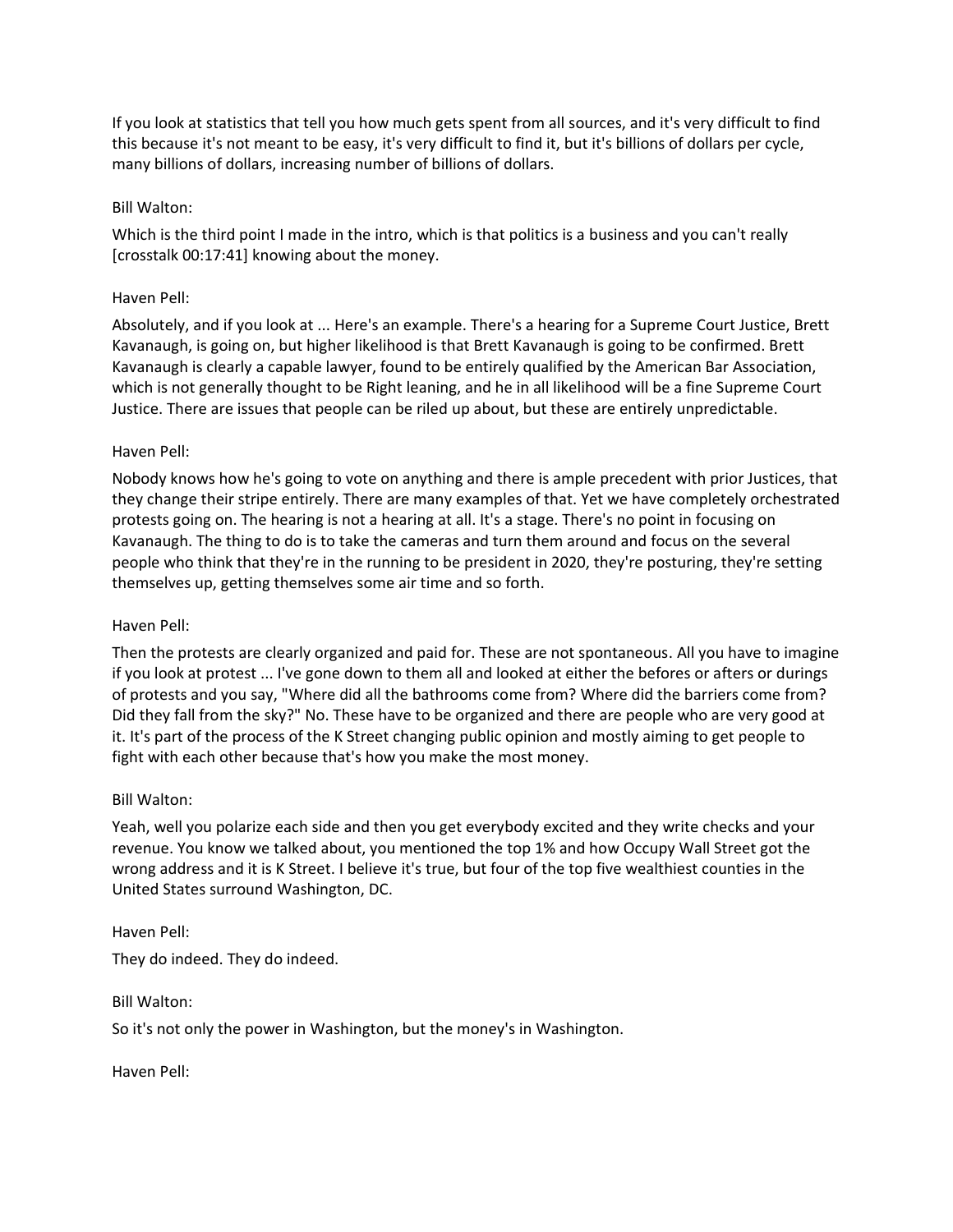If you look at statistics that tell you how much gets spent from all sources, and it's very difficult to find this because it's not meant to be easy, it's very difficult to find it, but it's billions of dollars per cycle, many billions of dollars, increasing number of billions of dollars.

Bill Walton:

Which is the third point I made in the intro, which is that politics is a business and you can't really [crosstalk 00:17:41] knowing about the money.

Haven Pell:

Absolutely, and if you look at ... Here's an example. There's a hearing for a Supreme Court Justice, Brett Kavanaugh, is going on, but higher likelihood is that Brett Kavanaugh is going to be confirmed. Brett Kavanaugh is clearly a capable lawyer, found to be entirely qualified by the American Bar Association, which is not generally thought to be Right leaning, and he in all likelihood will be a fine Supreme Court Justice. There are issues that people can be riled up about, but these are entirely unpredictable.

Haven Pell:

Nobody knows how he's going to vote on anything and there is ample precedent with prior Justices, that they change their stripe entirely. There are many examples of that. Yet we have completely orchestrated protests going on. The hearing is not a hearing at all. It's a stage. There's no point in focusing on Kavanaugh. The thing to do is to take the cameras and turn them around and focus on the several people who think that they're in the running to be president in 2020, they're posturing, they're setting themselves up, getting themselves some air time and so forth.

Haven Pell:

Then the protests are clearly organized and paid for. These are not spontaneous. All you have to imagine if you look at protest ... I've gone down to them all and looked at either the befores or afters or durings of protests and you say, "Where did all the bathrooms come from? Where did the barriers come from? Did they fall from the sky?" No. These have to be organized and there are people who are very good at it. It's part of the process of the K Street changing public opinion and mostly aiming to get people to fight with each other because that's how you make the most money.

Bill Walton:

Yeah, well you polarize each side and then you get everybody excited and they write checks and your revenue. You know we talked about, you mentioned the top 1% and how Occupy Wall Street got the wrong address and it is K Street. I believe it's true, but four of the top five wealthiest counties in the United States surround Washington, DC.

Haven Pell:

They do indeed. They do indeed.

Bill Walton:

So it's not only the power in Washington, but the money's in Washington.

Haven Pell: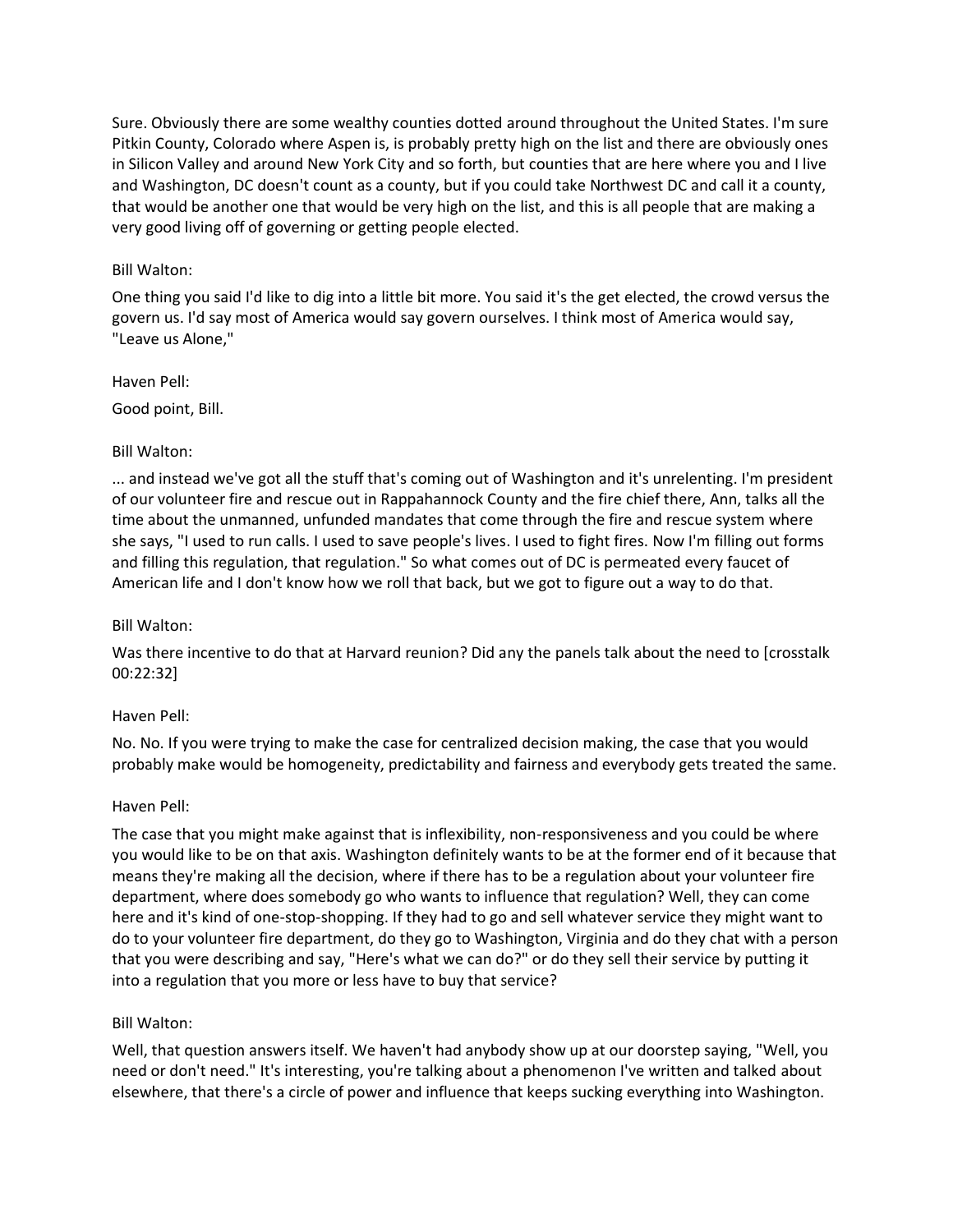Sure. Obviously there are some wealthy counties dotted around throughout the United States. I'm sure Pitkin County, Colorado where Aspen is, is probably pretty high on the list and there are obviously ones in Silicon Valley and around New York City and so forth, but counties that are here where you and I live and Washington, DC doesn't count as a county, but if you could take Northwest DC and call it a county, that would be another one that would be very high on the list, and this is all people that are making a very good living off of governing or getting people elected.

Bill Walton:

One thing you said I'd like to dig into a little bit more. You said it's the get elected, the crowd versus the govern us. I'd say most of America would say govern ourselves. I think most of America would say, "Leave us Alone,"

Haven Pell:

Good point, Bill.

Bill Walton:

... and instead we've got all the stuff that's coming out of Washington and it's unrelenting. I'm president of our volunteer fire and rescue out in Rappahannock County and the fire chief there, Ann, talks all the time about the unmanned, unfunded mandates that come through the fire and rescue system where she says, "I used to run calls. I used to save people's lives. I used to fight fires. Now I'm filling out forms and filling this regulation, that regulation." So what comes out of DC is permeated every faucet of American life and I don't know how we roll that back, but we got to figure out a way to do that.

Bill Walton:

Was there incentive to do that at Harvard reunion? Did any the panels talk about the need to [crosstalk 00:22:32]

Haven Pell:

No. No. If you were trying to make the case for centralized decision making, the case that you would probably make would be homogeneity, predictability and fairness and everybody gets treated the same.

Haven Pell:

The case that you might make against that is inflexibility, non-responsiveness and you could be where you would like to be on that axis. Washington definitely wants to be at the former end of it because that means they're making all the decision, where if there has to be a regulation about your volunteer fire department, where does somebody go who wants to influence that regulation? Well, they can come here and it's kind of one-stop-shopping. If they had to go and sell whatever service they might want to do to your volunteer fire department, do they go to Washington, Virginia and do they chat with a person that you were describing and say, "Here's what we can do?" or do they sell their service by putting it into a regulation that you more or less have to buy that service?

Bill Walton:

Well, that question answers itself. We haven't had anybody show up at our doorstep saying, "Well, you need or don't need." It's interesting, you're talking about a phenomenon I've written and talked about elsewhere, that there's a circle of power and influence that keeps sucking everything into Washington.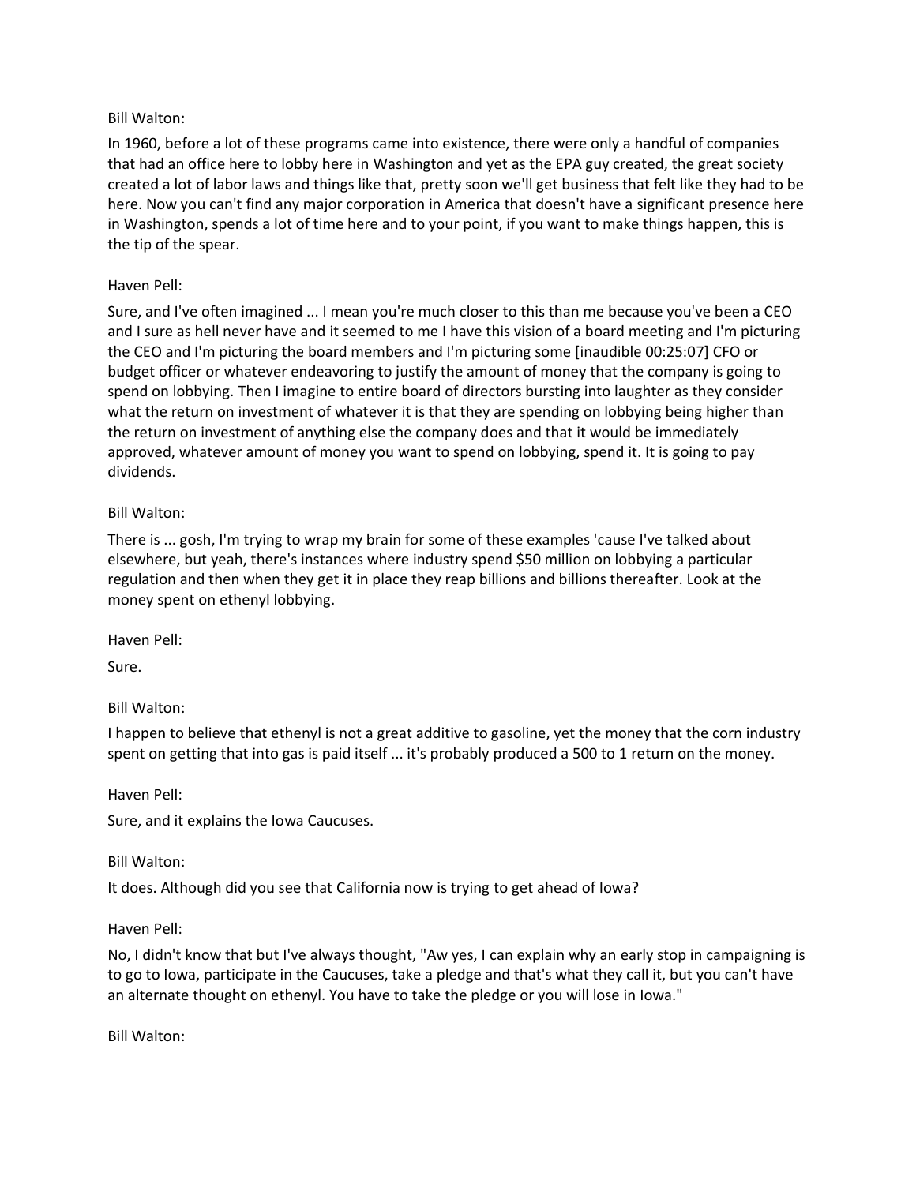Bill Walton:

In 1960, before a lot of these programs came into existence, there were only a handful of companies that had an office here to lobby here in Washington and yet as the EPA guy created, the great society created a lot of labor laws and things like that, pretty soon we'll get business that felt like they had to be here. Now you can't find any major corporation in America that doesn't have a significant presence here in Washington, spends a lot of time here and to your point, if you want to make things happen, this is the tip of the spear.

Haven Pell:

Sure, and I've often imagined ... I mean you're much closer to this than me because you've been a CEO and I sure as hell never have and it seemed to me I have this vision of a board meeting and I'm picturing the CEO and I'm picturing the board members and I'm picturing some [inaudible 00:25:07] CFO or budget officer or whatever endeavoring to justify the amount of money that the company is going to spend on lobbying. Then I imagine to entire board of directors bursting into laughter as they consider what the return on investment of whatever it is that they are spending on lobbying being higher than the return on investment of anything else the company does and that it would be immediately approved, whatever amount of money you want to spend on lobbying, spend it. It is going to pay dividends.

Bill Walton:

There is ... gosh, I'm trying to wrap my brain for some of these examples 'cause I've talked about elsewhere, but yeah, there's instances where industry spend $50 million on lobbying a particular regulation and then when they get it in place they reap billions and billions thereafter. Look at the money spent on ethenyl lobbying.

Haven Pell:

Sure.

Bill Walton:

I happen to believe that ethenyl is not a great additive to gasoline, yet the money that the corn industry spent on getting that into gas is paid itself ... it's probably produced a 500 to 1 return on the money.

Haven Pell:

Sure, and it explains the Iowa Caucuses.

Bill Walton:

It does. Although did you see that California now is trying to get ahead of Iowa?

Haven Pell:

No, I didn't know that but I've always thought, "Aw yes, I can explain why an early stop in campaigning is to go to Iowa, participate in the Caucuses, take a pledge and that's what they call it, but you can't have an alternate thought on ethenyl. You have to take the pledge or you will lose in Iowa."

Bill Walton: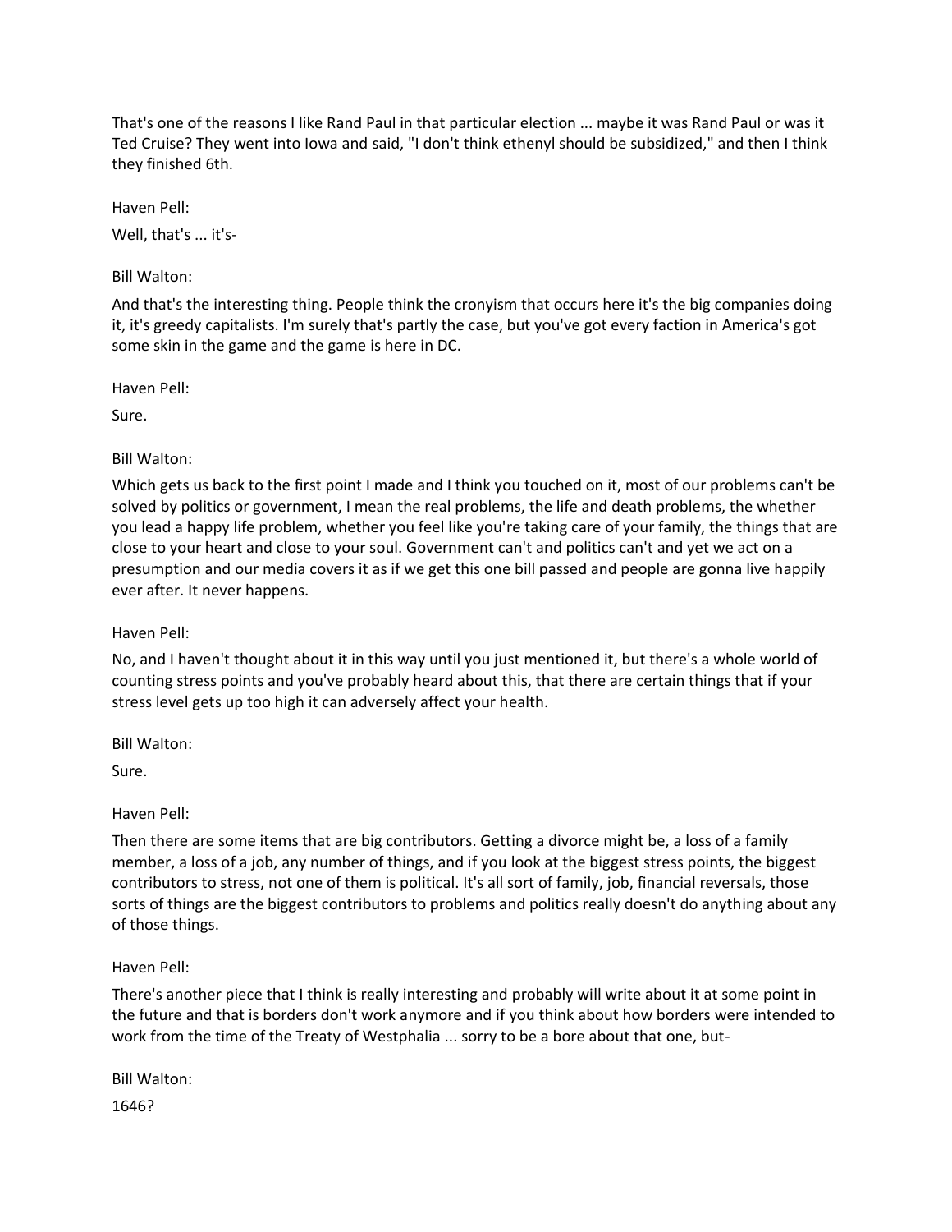That's one of the reasons I like Rand Paul in that particular election ... maybe it was Rand Paul or was it Ted Cruise? They went into Iowa and said, "I don't think ethenyl should be subsidized," and then I think they finished 6th.

Haven Pell:

Well, that's ... it's-

Bill Walton:

And that's the interesting thing. People think the cronyism that occurs here it's the big companies doing it, it's greedy capitalists. I'm surely that's partly the case, but you've got every faction in America's got some skin in the game and the game is here in DC.

Haven Pell:

Sure.

Bill Walton:

Which gets us back to the first point I made and I think you touched on it, most of our problems can't be solved by politics or government, I mean the real problems, the life and death problems, the whether you lead a happy life problem, whether you feel like you're taking care of your family, the things that are close to your heart and close to your soul. Government can't and politics can't and yet we act on a presumption and our media covers it as if we get this one bill passed and people are gonna live happily ever after. It never happens.

Haven Pell:

No, and I haven't thought about it in this way until you just mentioned it, but there's a whole world of counting stress points and you've probably heard about this, that there are certain things that if your stress level gets up too high it can adversely affect your health.

Bill Walton:

Sure.

Haven Pell:

Then there are some items that are big contributors. Getting a divorce might be, a loss of a family member, a loss of a job, any number of things, and if you look at the biggest stress points, the biggest contributors to stress, not one of them is political. It's all sort of family, job, financial reversals, those sorts of things are the biggest contributors to problems and politics really doesn't do anything about any of those things.

Haven Pell:

There's another piece that I think is really interesting and probably will write about it at some point in the future and that is borders don't work anymore and if you think about how borders were intended to work from the time of the Treaty of Westphalia ... sorry to be a bore about that one, but-

Bill Walton:

1646?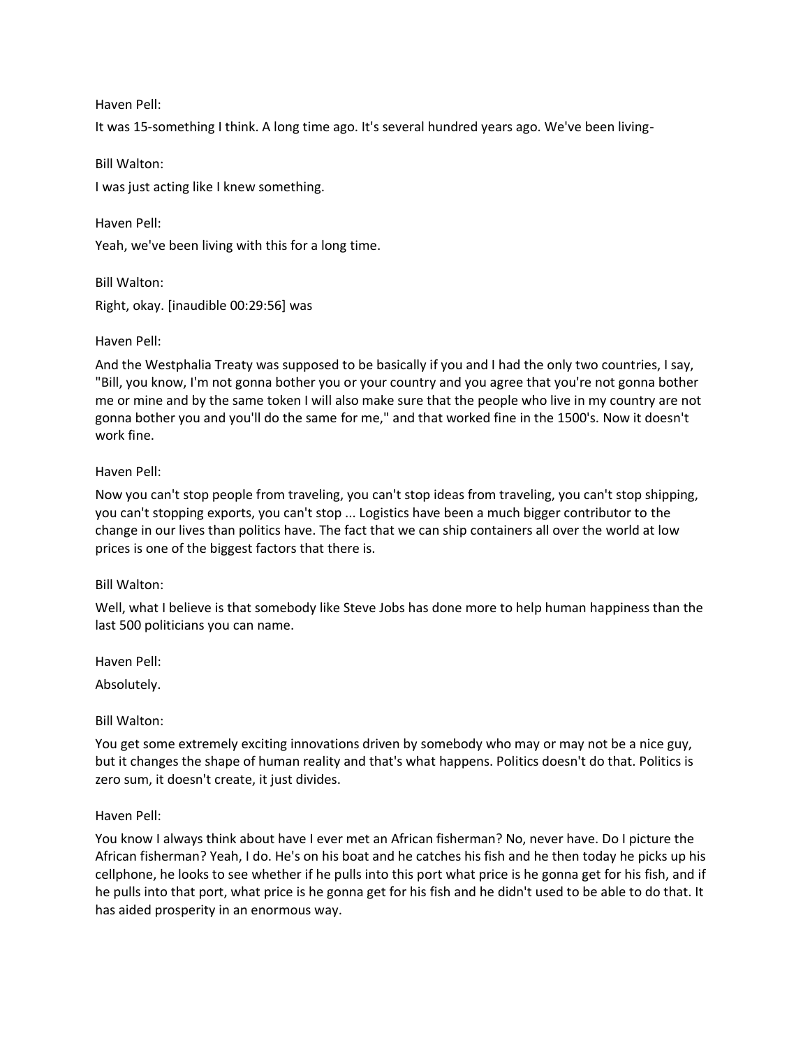Haven Pell:

It was 15-something I think. A long time ago. It's several hundred years ago. We've been living-

Bill Walton:

I was just acting like I knew something.

Haven Pell:

Yeah, we've been living with this for a long time.

Bill Walton:

Right, okay. [inaudible 00:29:56] was

Haven Pell:

And the Westphalia Treaty was supposed to be basically if you and I had the only two countries, I say, "Bill, you know, I'm not gonna bother you or your country and you agree that you're not gonna bother me or mine and by the same token I will also make sure that the people who live in my country are not gonna bother you and you'll do the same for me," and that worked fine in the 1500's. Now it doesn't work fine.

Haven Pell:

Now you can't stop people from traveling, you can't stop ideas from traveling, you can't stop shipping, you can't stopping exports, you can't stop ... Logistics have been a much bigger contributor to the change in our lives than politics have. The fact that we can ship containers all over the world at low prices is one of the biggest factors that there is.

Bill Walton:

Well, what I believe is that somebody like Steve Jobs has done more to help human happiness than the last 500 politicians you can name.

Haven Pell:

Absolutely.

Bill Walton:

You get some extremely exciting innovations driven by somebody who may or may not be a nice guy, but it changes the shape of human reality and that's what happens. Politics doesn't do that. Politics is zero sum, it doesn't create, it just divides.

Haven Pell:

You know I always think about have I ever met an African fisherman? No, never have. Do I picture the African fisherman? Yeah, I do. He's on his boat and he catches his fish and he then today he picks up his cellphone, he looks to see whether if he pulls into this port what price is he gonna get for his fish, and if he pulls into that port, what price is he gonna get for his fish and he didn't used to be able to do that. It has aided prosperity in an enormous way.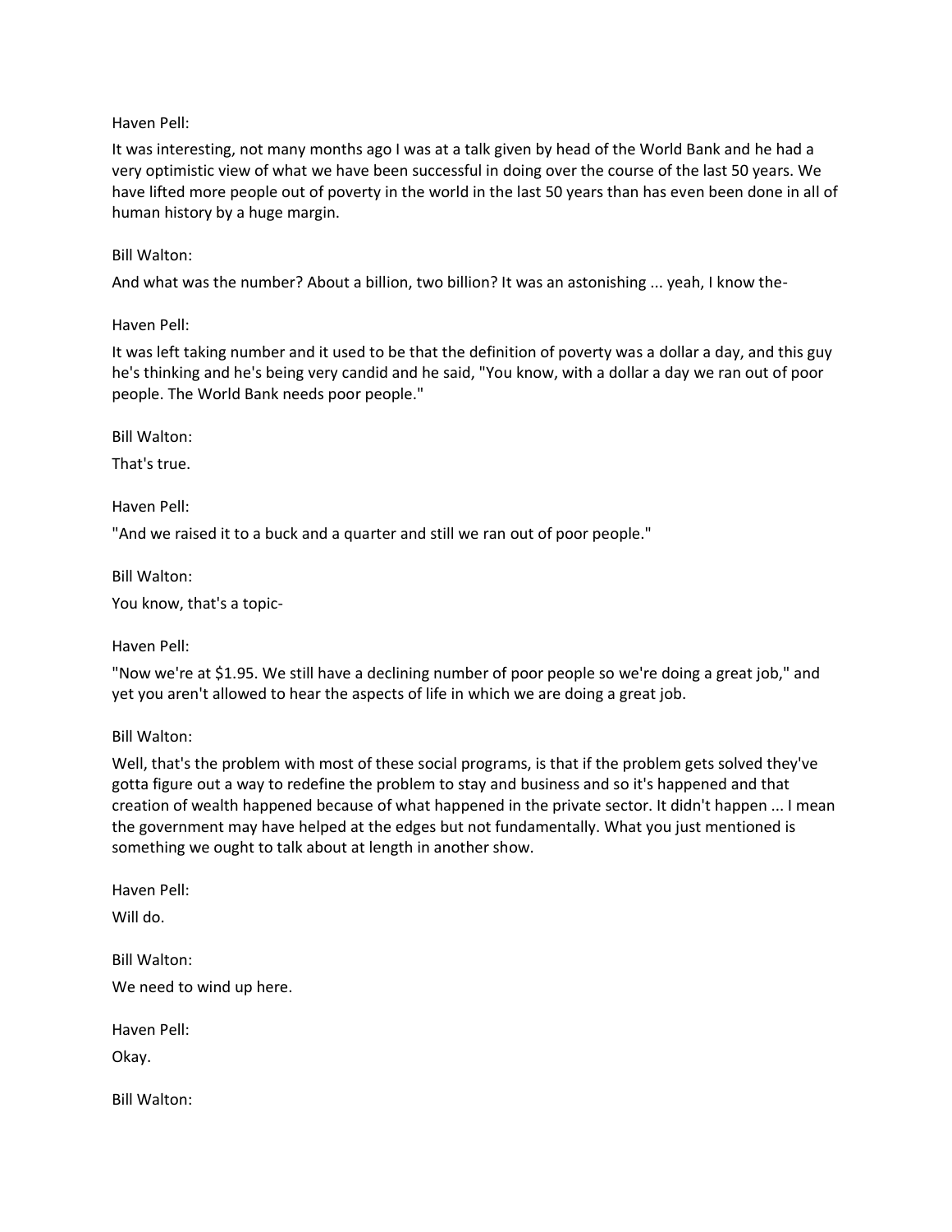Haven Pell:

It was interesting, not many months ago I was at a talk given by head of the World Bank and he had a very optimistic view of what we have been successful in doing over the course of the last 50 years. We have lifted more people out of poverty in the world in the last 50 years than has even been done in all of human history by a huge margin.

Bill Walton:

And what was the number? About a billion, two billion? It was an astonishing ... yeah, I know the-

Haven Pell:

It was left taking number and it used to be that the definition of poverty was a dollar a day, and this guy he's thinking and he's being very candid and he said, "You know, with a dollar a day we ran out of poor people. The World Bank needs poor people."

Bill Walton:

That's true.

Haven Pell:

"And we raised it to a buck and a quarter and still we ran out of poor people."

Bill Walton:

You know, that's a topic-

Haven Pell:

"Now we're at $1.95. We still have a declining number of poor people so we're doing a great job," and yet you aren't allowed to hear the aspects of life in which we are doing a great job.

Bill Walton:

Well, that's the problem with most of these social programs, is that if the problem gets solved they've gotta figure out a way to redefine the problem to stay and business and so it's happened and that creation of wealth happened because of what happened in the private sector. It didn't happen ... I mean the government may have helped at the edges but not fundamentally. What you just mentioned is something we ought to talk about at length in another show.

Haven Pell:

Will do.

Bill Walton:

We need to wind up here.

Haven Pell:

Okay.

Bill Walton: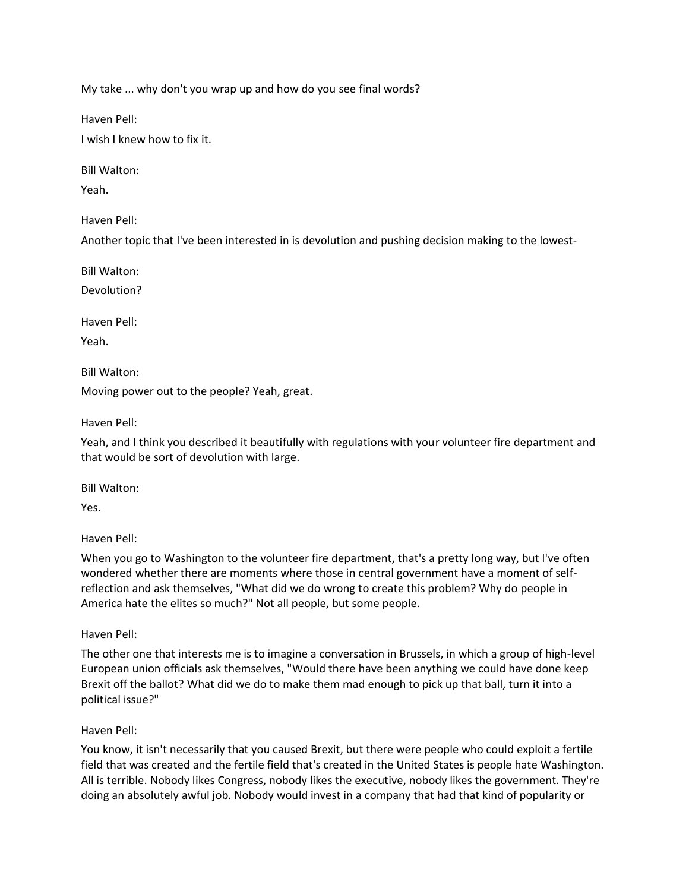My take ... why don't you wrap up and how do you see final words?

Haven Pell:

I wish I knew how to fix it.

Bill Walton:

Yeah.

Haven Pell:

Another topic that I've been interested in is devolution and pushing decision making to the lowest-

Bill Walton:

Devolution?

Haven Pell:

Yeah.

Bill Walton:

Moving power out to the people? Yeah, great.

Haven Pell:

Yeah, and I think you described it beautifully with regulations with your volunteer fire department and that would be sort of devolution with large.

Bill Walton:

Yes.

Haven Pell:

When you go to Washington to the volunteer fire department, that's a pretty long way, but I've often wondered whether there are moments where those in central government have a moment of self-reflection and ask themselves, "What did we do wrong to create this problem? Why do people in America hate the elites so much?" Not all people, but some people.

Haven Pell:

The other one that interests me is to imagine a conversation in Brussels, in which a group of high-level European union officials ask themselves, "Would there have been anything we could have done keep Brexit off the ballot? What did we do to make them mad enough to pick up that ball, turn it into a political issue?"

Haven Pell:

You know, it isn't necessarily that you caused Brexit, but there were people who could exploit a fertile field that was created and the fertile field that's created in the United States is people hate Washington. All is terrible. Nobody likes Congress, nobody likes the executive, nobody likes the government. They're doing an absolutely awful job. Nobody would invest in a company that had that kind of popularity or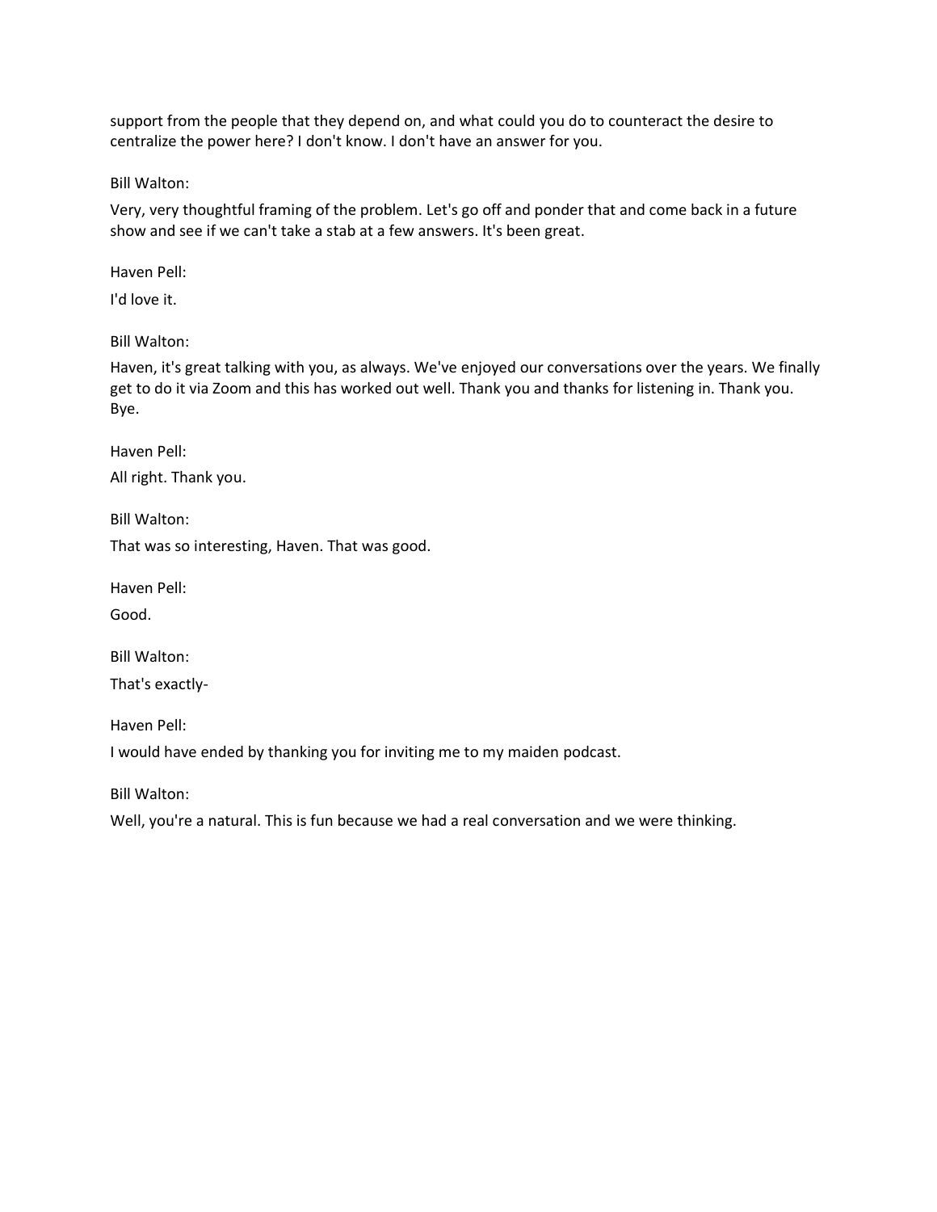support from the people that they depend on, and what could you do to counteract the desire to centralize the power here? I don't know. I don't have an answer for you.

Bill Walton:

Very, very thoughtful framing of the problem. Let's go off and ponder that and come back in a future show and see if we can't take a stab at a few answers. It's been great.

Haven Pell:

I'd love it.

Bill Walton:

Haven, it's great talking with you, as always. We've enjoyed our conversations over the years. We finally get to do it via Zoom and this has worked out well. Thank you and thanks for listening in. Thank you. Bye.

Haven Pell:

All right. Thank you.

Bill Walton:

That was so interesting, Haven. That was good.

Haven Pell:

Good.

Bill Walton:

That's exactly-

Haven Pell:

I would have ended by thanking you for inviting me to my maiden podcast.

Bill Walton:

Well, you're a natural. This is fun because we had a real conversation and we were thinking.